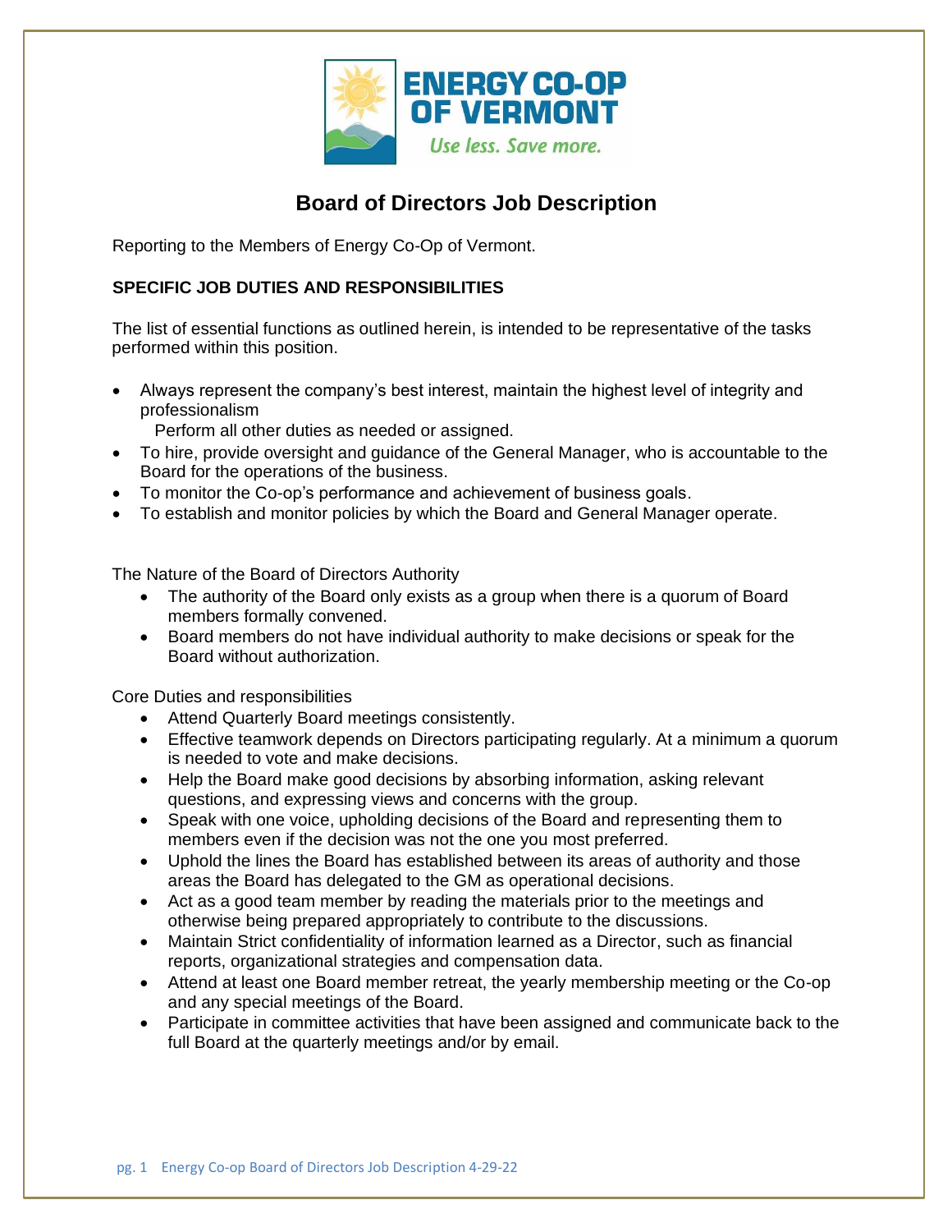ENERGY CO-OP OF VERMONT

*Use less. Save more.*

# Board of Directors Job Description

Reporting to the Members of Energy Co-Op of Vermont.

**SPECIFIC JOB DUTIES AND RESPONSIBILITIES**

The list of essential functions as outlined herein, is intended to be representative of the tasks performed within this position.

- Always represent the company's best interest, maintain the highest level of integrity and professionalism
  Perform all other duties as needed or assigned.
- To hire, provide oversight and guidance of the General Manager, who is accountable to the Board for the operations of the business.
- To monitor the Co-op's performance and achievement of business goals.
- To establish and monitor policies by which the Board and General Manager operate.

The Nature of the Board of Directors Authority

- The authority of the Board only exists as a group when there is a quorum of Board members formally convened.
- Board members do not have individual authority to make decisions or speak for the Board without authorization.

Core Duties and responsibilities

- Attend Quarterly Board meetings consistently.
- Effective teamwork depends on Directors participating regularly. At a minimum a quorum is needed to vote and make decisions.
- Help the Board make good decisions by absorbing information, asking relevant questions, and expressing views and concerns with the group.
- Speak with one voice, upholding decisions of the Board and representing them to members even if the decision was not the one you most preferred.
- Uphold the lines the Board has established between its areas of authority and those areas the Board has delegated to the GM as operational decisions.
- Act as a good team member by reading the materials prior to the meetings and otherwise being prepared appropriately to contribute to the discussions.
- Maintain Strict confidentiality of information learned as a Director, such as financial reports, organizational strategies and compensation data.
- Attend at least one Board member retreat, the yearly membership meeting or the Co-op and any special meetings of the Board.
- Participate in committee activities that have been assigned and communicate back to the full Board at the quarterly meetings and/or by email.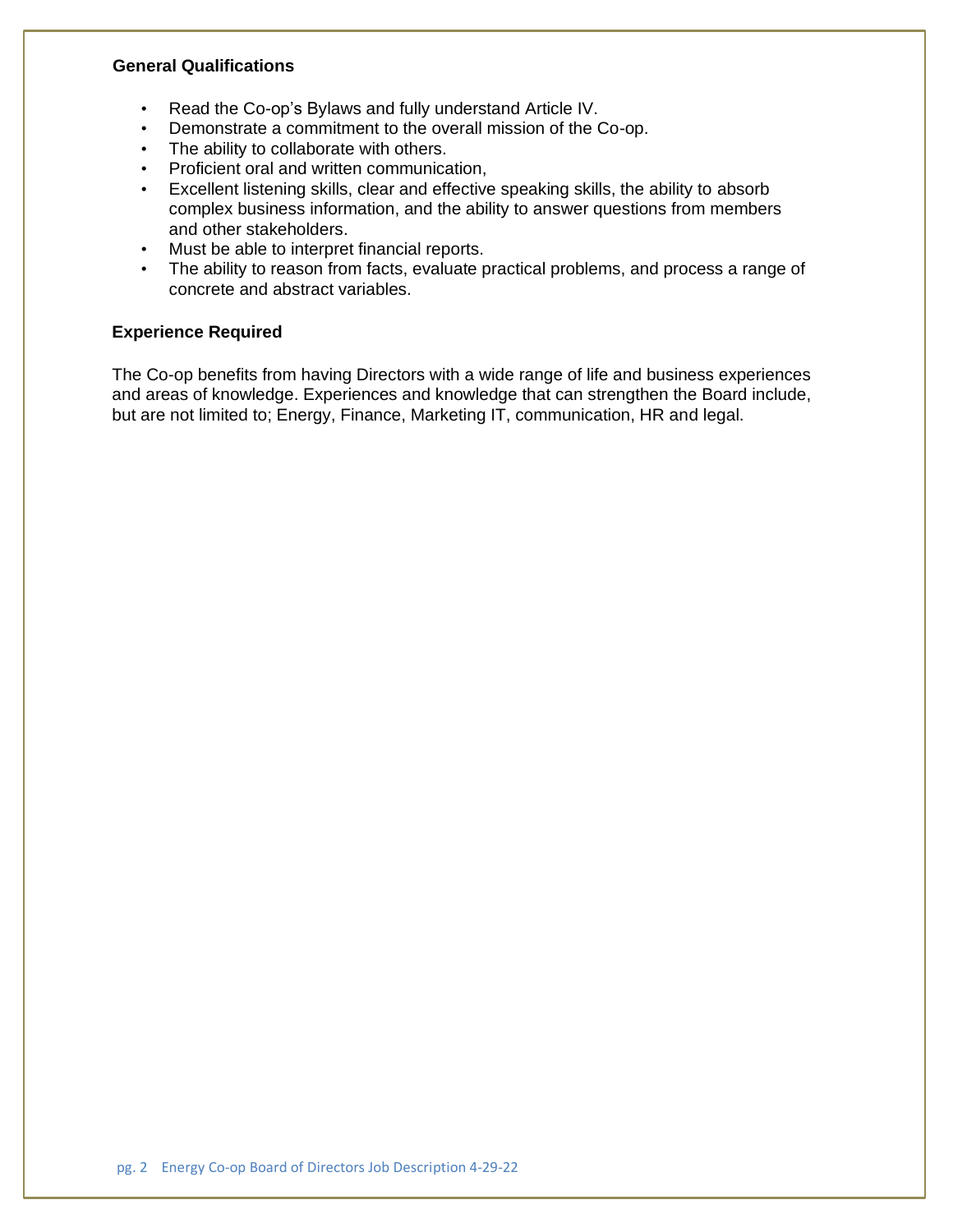### General Qualifications

- Read the Co-op's Bylaws and fully understand Article IV.
- Demonstrate a commitment to the overall mission of the Co-op.
- The ability to collaborate with others.
- Proficient oral and written communication,
- Excellent listening skills, clear and effective speaking skills, the ability to absorb complex business information, and the ability to answer questions from members and other stakeholders.
- Must be able to interpret financial reports.
- The ability to reason from facts, evaluate practical problems, and process a range of concrete and abstract variables.

### Experience Required

The Co-op benefits from having Directors with a wide range of life and business experiences and areas of knowledge. Experiences and knowledge that can strengthen the Board include, but are not limited to; Energy, Finance, Marketing IT, communication, HR and legal.